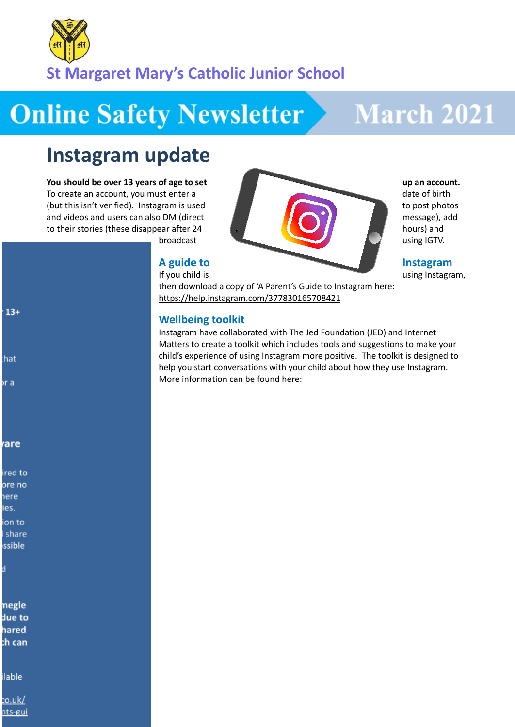St Margaret Mary's Catholic Junior School

# Online Safety Newsletter March 2021

## Instagram update

**You should be over 13 years of age to set up an account.** To create an account, you must enter a date of birth (but this isn't verified). Instagram is used to post photos and videos and users can also DM (direct message), add to their stories (these disappear after 24 hours) and broadcast using IGTV.

### A guide to Instagram

If you child is using Instagram, then download a copy of 'A Parent's Guide to Instagram here: https://help.instagram.com/377830165708421

### Wellbeing toolkit

Instagram have collaborated with The Jed Foundation (JED) and Internet Matters to create a toolkit which includes tools and suggestions to make your child's experience of using Instagram more positive. The toolkit is designed to help you start conversations with your child about how they use Instagram. More information can be found here:

13+

hat

or a

are

ired to
ore no
here
ies.

ion to
share
ssible

d

megle
due to
hared
h can

ilable

co.uk/
nts-gui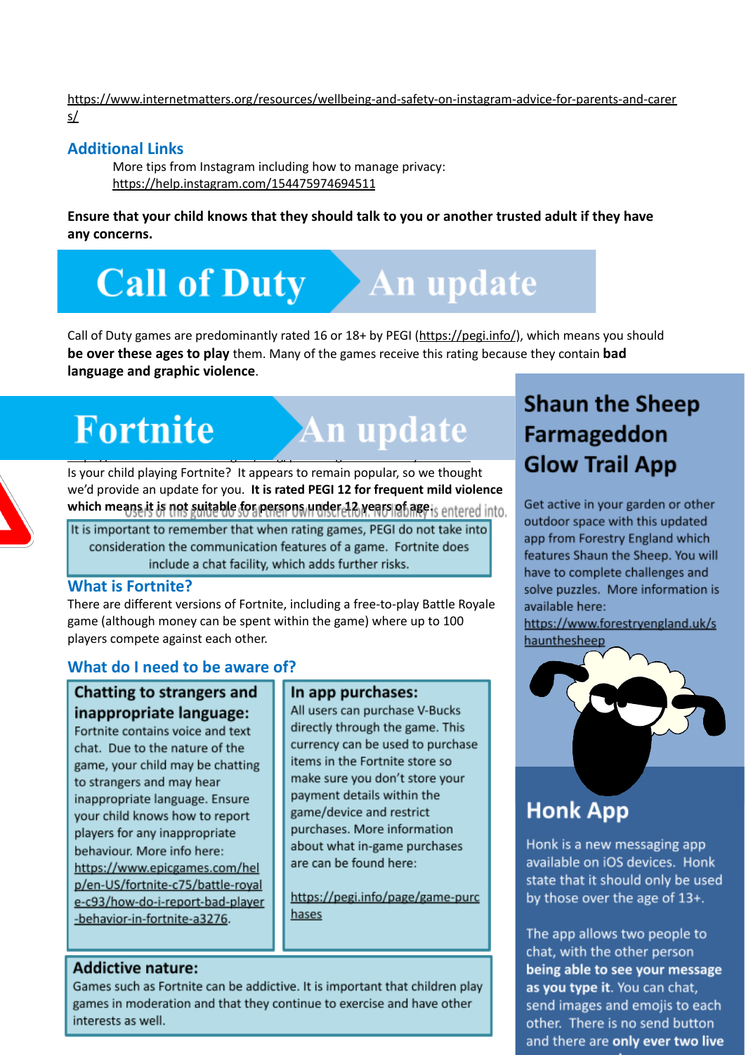https://www.internetmatters.org/resources/wellbeing-and-safety-on-instagram-advice-for-parents-and-carers/

## Additional Links

More tips from Instagram including how to manage privacy: https://help.instagram.com/154475974694511

**Ensure that your child knows that they should talk to you or another trusted adult if they have any concerns.**

# Call of Duty – An update

Call of Duty games are predominantly rated 16 or 18+ by PEGI (https://pegi.info/), which means you should **be over these ages to play** them. Many of the games receive this rating because they contain **bad language and graphic violence**.

# Fortnite – An update

Is your child playing Fortnite? It appears to remain popular, so we thought we'd provide an update for you. **It is rated PEGI 12 for frequent mild violence which means it is not suitable for persons under 12 years of age.**

It is important to remember that when rating games, PEGI do not take into consideration the communication features of a game. Fortnite does include a chat facility, which adds further risks.

## What is Fortnite?

There are different versions of Fortnite, including a free-to-play Battle Royale game (although money can be spent within the game) where up to 100 players compete against each other.

## What do I need to be aware of?

### Chatting to strangers and inappropriate language:

Fortnite contains voice and text chat. Due to the nature of the game, your child may be chatting to strangers and may hear inappropriate language. Ensure your child knows how to report players for any inappropriate behaviour. More info here: https://www.epicgames.com/help/en-US/fortnite-c75/battle-royale-c93/how-do-i-report-bad-player-behavior-in-fortnite-a3276.

### In app purchases:

All users can purchase V-Bucks directly through the game. This currency can be used to purchase items in the Fortnite store so make sure you don't store your payment details within the game/device and restrict purchases. More information about what in-game purchases are can be found here:

https://pegi.info/page/game-purchases

### Addictive nature:

Games such as Fortnite can be addictive. It is important that children play games in moderation and that they continue to exercise and have other interests as well.

## Shaun the Sheep Farmageddon Glow Trail App

Get active in your garden or other outdoor space with this updated app from Forestry England which features Shaun the Sheep. You will have to complete challenges and solve puzzles. More information is available here: https://www.forestryengland.uk/shaunthesheep

## Honk App

Honk is a new messaging app available on iOS devices. Honk state that it should only be used by those over the age of 13+.

The app allows two people to chat, with the other person **being able to see your message as you type it**. You can chat, send images and emojis to each other. There is no send button and there are **only ever two live**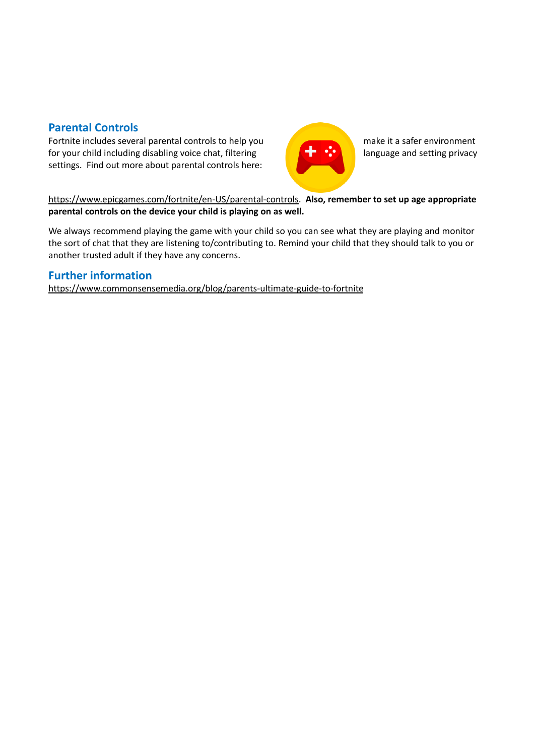## Parental Controls

Fortnite includes several parental controls to help you make it a safer environment for your child including disabling voice chat, filtering language and setting privacy settings. Find out more about parental controls here: https://www.epicgames.com/fortnite/en-US/parental-controls. **Also, remember to set up age appropriate parental controls on the device your child is playing on as well.**

We always recommend playing the game with your child so you can see what they are playing and monitor the sort of chat that they are listening to/contributing to. Remind your child that they should talk to you or another trusted adult if they have any concerns.

## Further information

https://www.commonsensemedia.org/blog/parents-ultimate-guide-to-fortnite